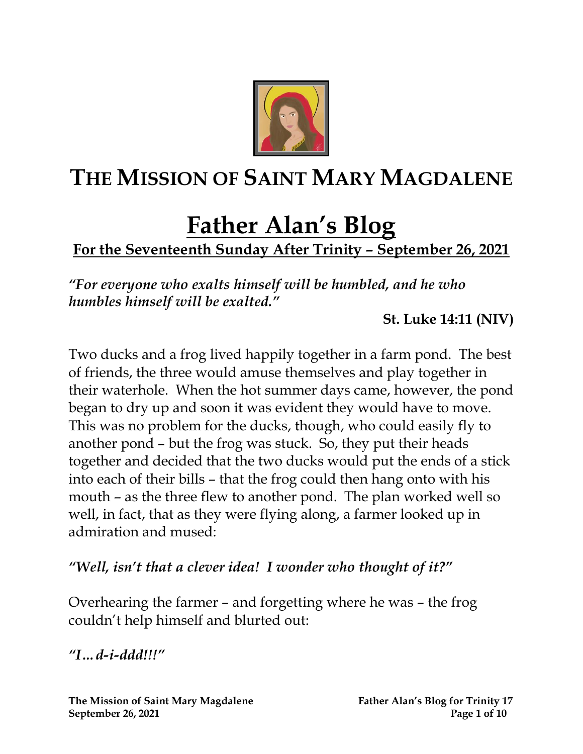# THE MISSION OF SAINT MARY MAGDALENE

# Father Alan's Blog

## For the Seventeenth Sunday After Trinity – September 26, 2021

***"For everyone who exalts himself will be humbled, and he who humbles himself will be exalted."***

**St. Luke 14:11 (NIV)**

Two ducks and a frog lived happily together in a farm pond. The best of friends, the three would amuse themselves and play together in their waterhole. When the hot summer days came, however, the pond began to dry up and soon it was evident they would have to move. This was no problem for the ducks, though, who could easily fly to another pond – but the frog was stuck. So, they put their heads together and decided that the two ducks would put the ends of a stick into each of their bills – that the frog could then hang onto with his mouth – as the three flew to another pond. The plan worked well so well, in fact, that as they were flying along, a farmer looked up in admiration and mused:

***"Well, isn't that a clever idea! I wonder who thought of it?"***

Overhearing the farmer – and forgetting where he was – the frog couldn't help himself and blurted out:

***"I…d-i-ddd!!!"***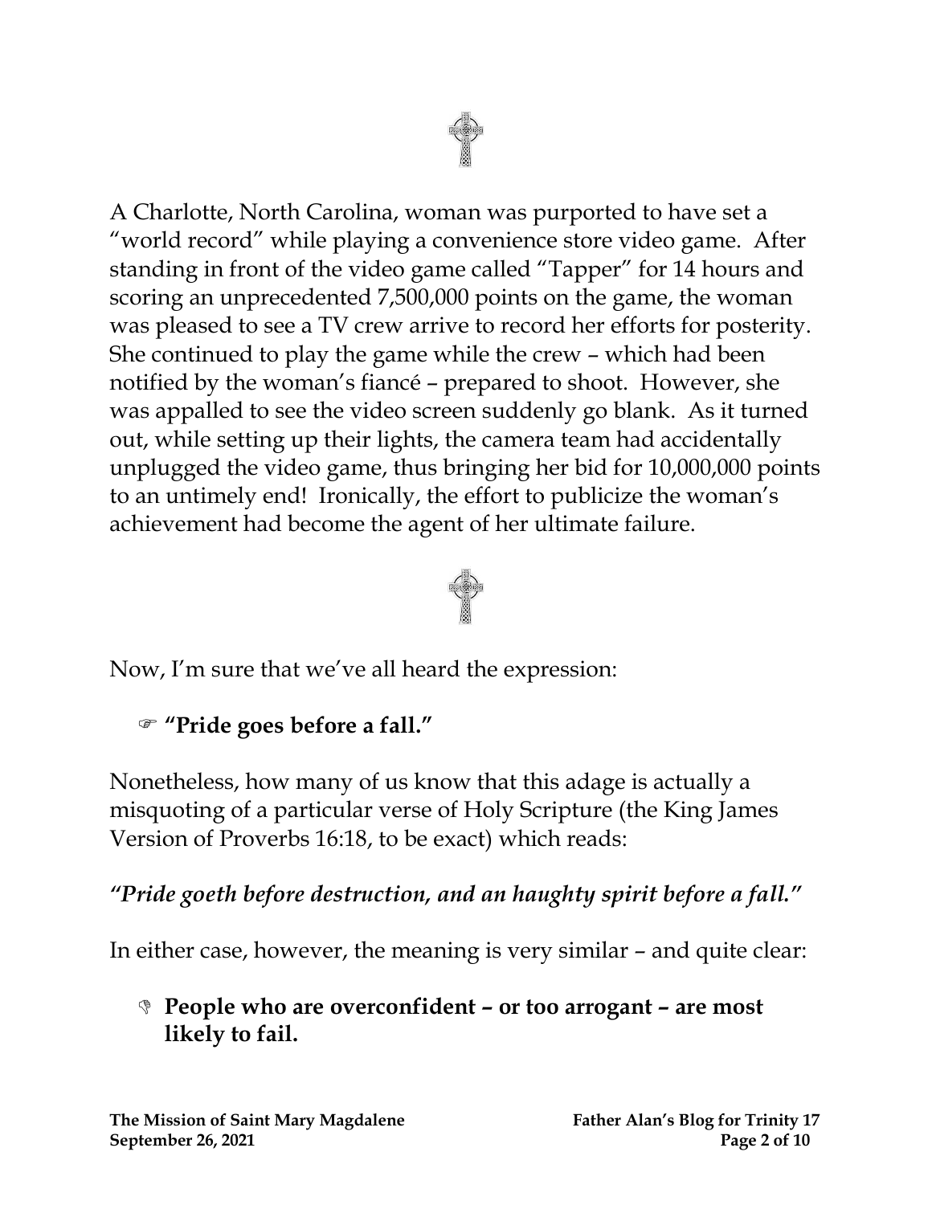A Charlotte, North Carolina, woman was purported to have set a "world record" while playing a convenience store video game. After standing in front of the video game called "Tapper" for 14 hours and scoring an unprecedented 7,500,000 points on the game, the woman was pleased to see a TV crew arrive to record her efforts for posterity. She continued to play the game while the crew – which had been notified by the woman's fiancé – prepared to shoot. However, she was appalled to see the video screen suddenly go blank. As it turned out, while setting up their lights, the camera team had accidentally unplugged the video game, thus bringing her bid for 10,000,000 points to an untimely end! Ironically, the effort to publicize the woman's achievement had become the agent of her ultimate failure.

Now, I'm sure that we've all heard the expression:

- ☞ **"Pride goes before a fall."**

Nonetheless, how many of us know that this adage is actually a misquoting of a particular verse of Holy Scripture (the King James Version of Proverbs 16:18, to be exact) which reads:

***"Pride goeth before destruction, and an haughty spirit before a fall."***

In either case, however, the meaning is very similar – and quite clear:

- **People who are overconfident – or too arrogant – are most likely to fail.**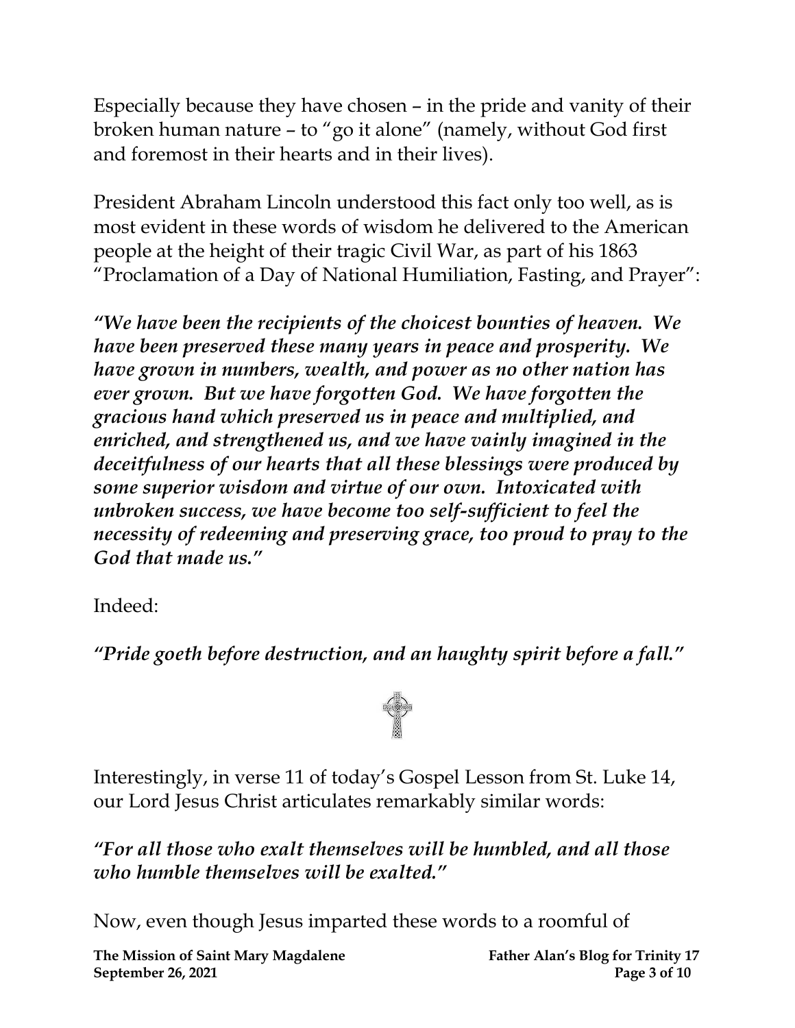Especially because they have chosen – in the pride and vanity of their broken human nature – to "go it alone" (namely, without God first and foremost in their hearts and in their lives).

President Abraham Lincoln understood this fact only too well, as is most evident in these words of wisdom he delivered to the American people at the height of their tragic Civil War, as part of his 1863 "Proclamation of a Day of National Humiliation, Fasting, and Prayer":

***"We have been the recipients of the choicest bounties of heaven. We have been preserved these many years in peace and prosperity. We have grown in numbers, wealth, and power as no other nation has ever grown. But we have forgotten God. We have forgotten the gracious hand which preserved us in peace and multiplied, and enriched, and strengthened us, and we have vainly imagined in the deceitfulness of our hearts that all these blessings were produced by some superior wisdom and virtue of our own. Intoxicated with unbroken success, we have become too self-sufficient to feel the necessity of redeeming and preserving grace, too proud to pray to the God that made us."***

Indeed:

***"Pride goeth before destruction, and an haughty spirit before a fall."***

Interestingly, in verse 11 of today's Gospel Lesson from St. Luke 14, our Lord Jesus Christ articulates remarkably similar words:

***"For all those who exalt themselves will be humbled, and all those who humble themselves will be exalted."***

Now, even though Jesus imparted these words to a roomful of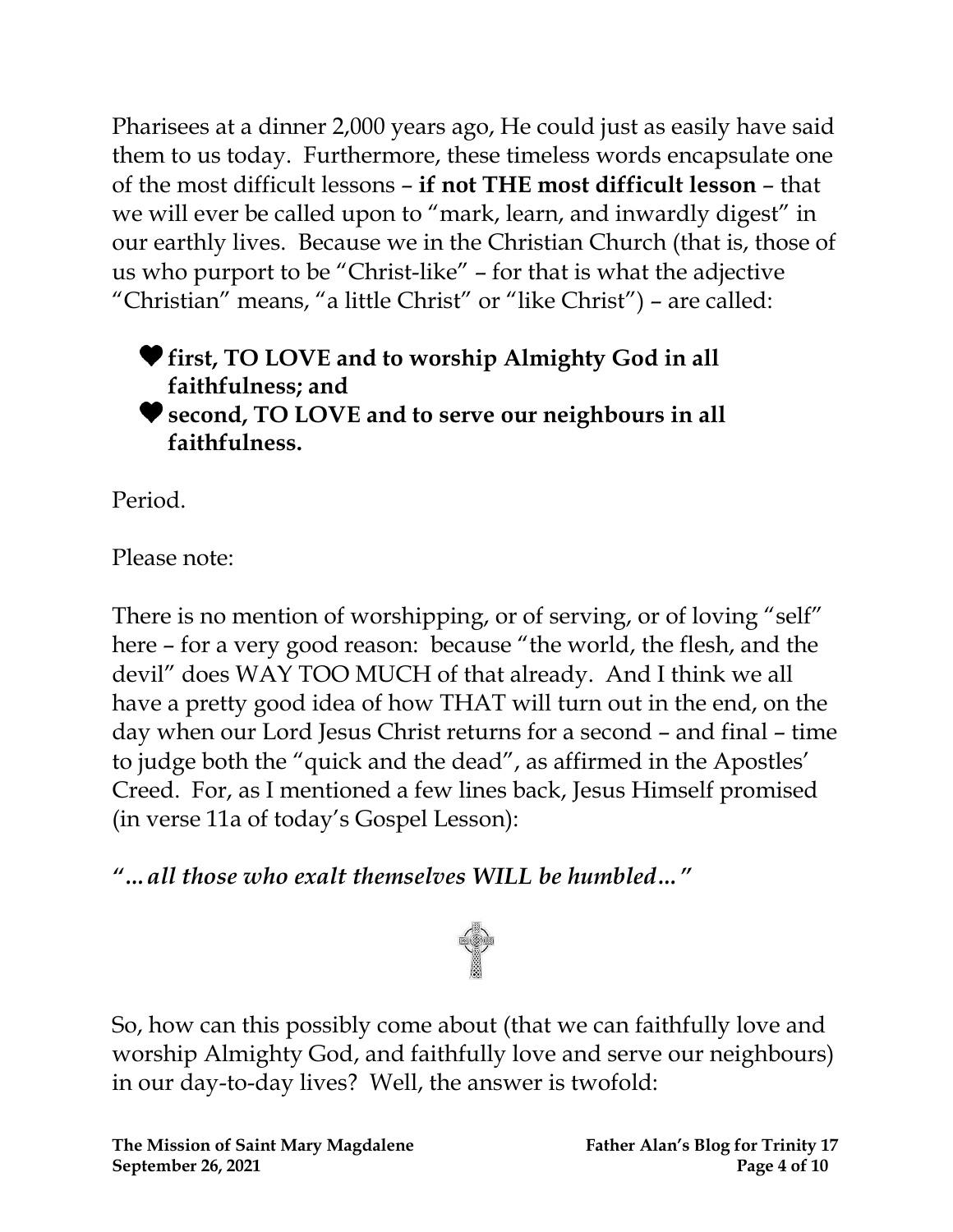Pharisees at a dinner 2,000 years ago, He could just as easily have said them to us today. Furthermore, these timeless words encapsulate one of the most difficult lessons – **if not THE most difficult lesson** – that we will ever be called upon to "mark, learn, and inwardly digest" in our earthly lives. Because we in the Christian Church (that is, those of us who purport to be "Christ-like" – for that is what the adjective "Christian" means, "a little Christ" or "like Christ") – are called:

- ♥ **first, TO LOVE and to worship Almighty God in all faithfulness; and**
- ♥ **second, TO LOVE and to serve our neighbours in all faithfulness.**

Period.

Please note:

There is no mention of worshipping, or of serving, or of loving "self" here – for a very good reason: because "the world, the flesh, and the devil" does WAY TOO MUCH of that already. And I think we all have a pretty good idea of how THAT will turn out in the end, on the day when our Lord Jesus Christ returns for a second – and final – time to judge both the "quick and the dead", as affirmed in the Apostles' Creed. For, as I mentioned a few lines back, Jesus Himself promised (in verse 11a of today's Gospel Lesson):

***"…all those who exalt themselves WILL be humbled…"***

So, how can this possibly come about (that we can faithfully love and worship Almighty God, and faithfully love and serve our neighbours) in our day-to-day lives? Well, the answer is twofold: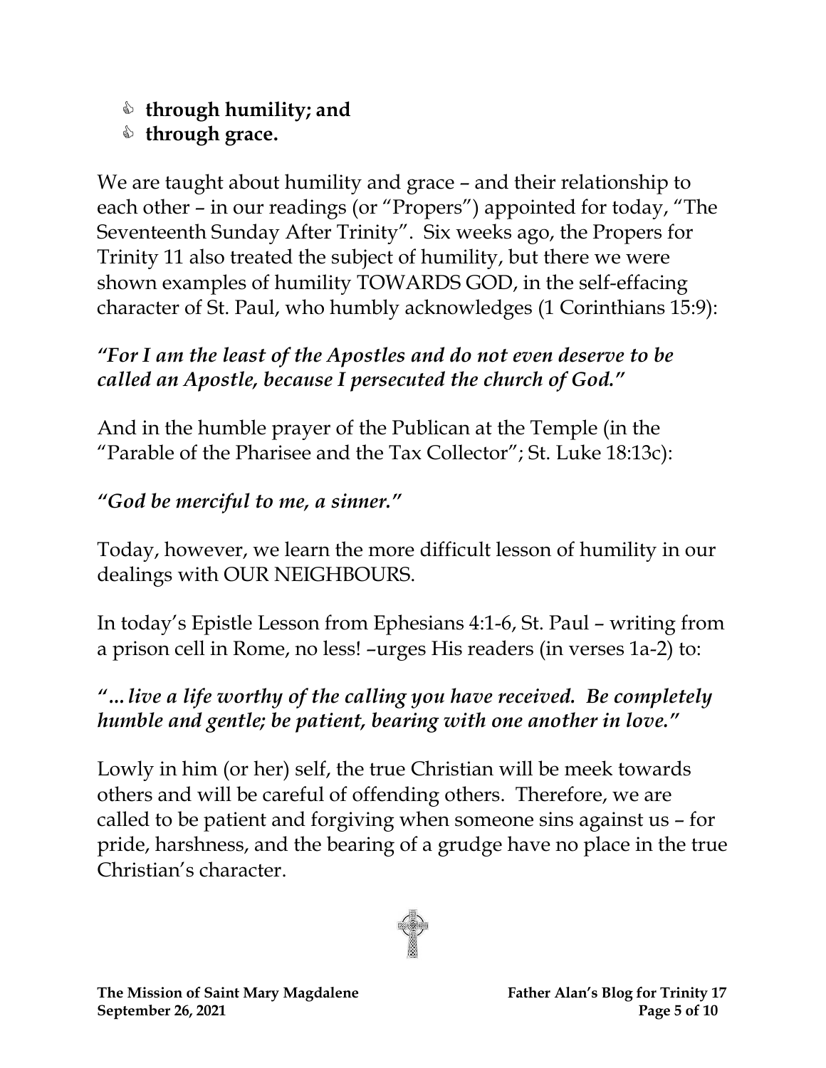- **through humility; and**
- **through grace.**

We are taught about humility and grace – and their relationship to each other – in our readings (or "Propers") appointed for today, "The Seventeenth Sunday After Trinity". Six weeks ago, the Propers for Trinity 11 also treated the subject of humility, but there we were shown examples of humility TOWARDS GOD, in the self-effacing character of St. Paul, who humbly acknowledges (1 Corinthians 15:9):

***"For I am the least of the Apostles and do not even deserve to be called an Apostle, because I persecuted the church of God."***

And in the humble prayer of the Publican at the Temple (in the "Parable of the Pharisee and the Tax Collector"; St. Luke 18:13c):

***"God be merciful to me, a sinner."***

Today, however, we learn the more difficult lesson of humility in our dealings with OUR NEIGHBOURS.

In today's Epistle Lesson from Ephesians 4:1-6, St. Paul – writing from a prison cell in Rome, no less! –urges His readers (in verses 1a-2) to:

***"... live a life worthy of the calling you have received. Be completely humble and gentle; be patient, bearing with one another in love."***

Lowly in him (or her) self, the true Christian will be meek towards others and will be careful of offending others. Therefore, we are called to be patient and forgiving when someone sins against us – for pride, harshness, and the bearing of a grudge have no place in the true Christian's character.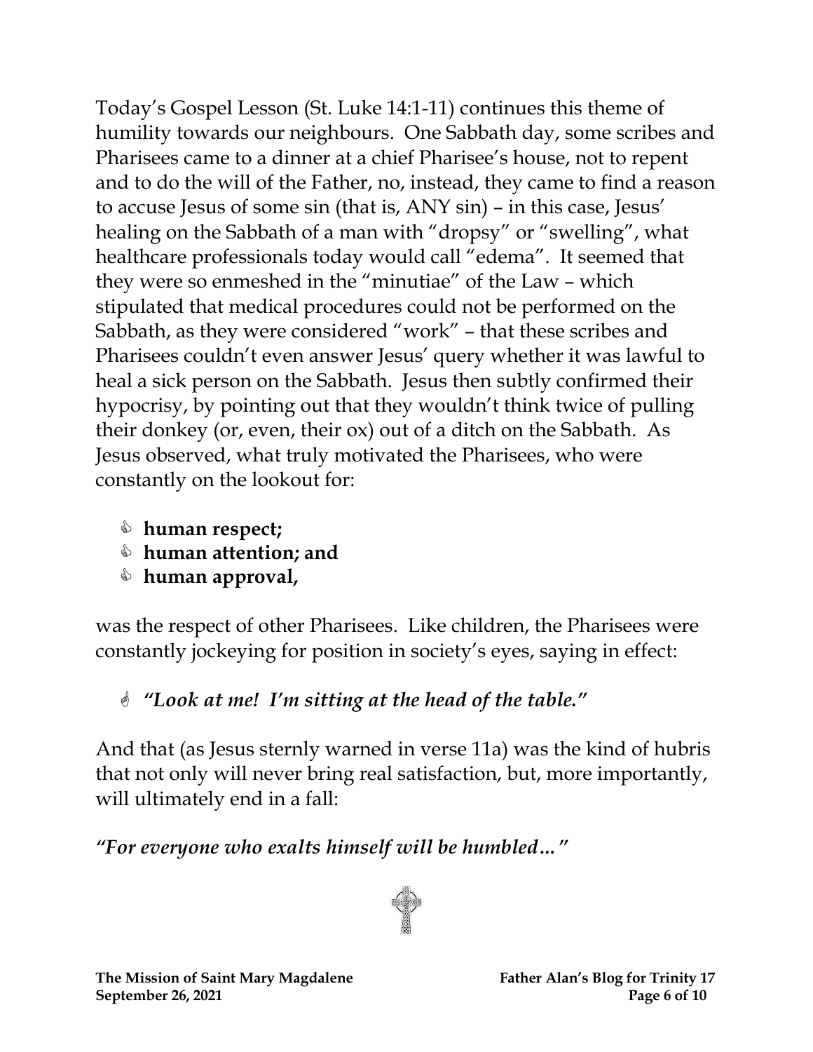Today's Gospel Lesson (St. Luke 14:1-11) continues this theme of humility towards our neighbours. One Sabbath day, some scribes and Pharisees came to a dinner at a chief Pharisee's house, not to repent and to do the will of the Father, no, instead, they came to find a reason to accuse Jesus of some sin (that is, ANY sin) – in this case, Jesus' healing on the Sabbath of a man with "dropsy" or "swelling", what healthcare professionals today would call "edema". It seemed that they were so enmeshed in the "minutiae" of the Law – which stipulated that medical procedures could not be performed on the Sabbath, as they were considered "work" – that these scribes and Pharisees couldn't even answer Jesus' query whether it was lawful to heal a sick person on the Sabbath. Jesus then subtly confirmed their hypocrisy, by pointing out that they wouldn't think twice of pulling their donkey (or, even, their ox) out of a ditch on the Sabbath. As Jesus observed, what truly motivated the Pharisees, who were constantly on the lookout for:

- **human respect;**
- **human attention; and**
- **human approval,**

was the respect of other Pharisees. Like children, the Pharisees were constantly jockeying for position in society's eyes, saying in effect:

- ***"Look at me! I'm sitting at the head of the table."***

And that (as Jesus sternly warned in verse 11a) was the kind of hubris that not only will never bring real satisfaction, but, more importantly, will ultimately end in a fall:

***"For everyone who exalts himself will be humbled…"***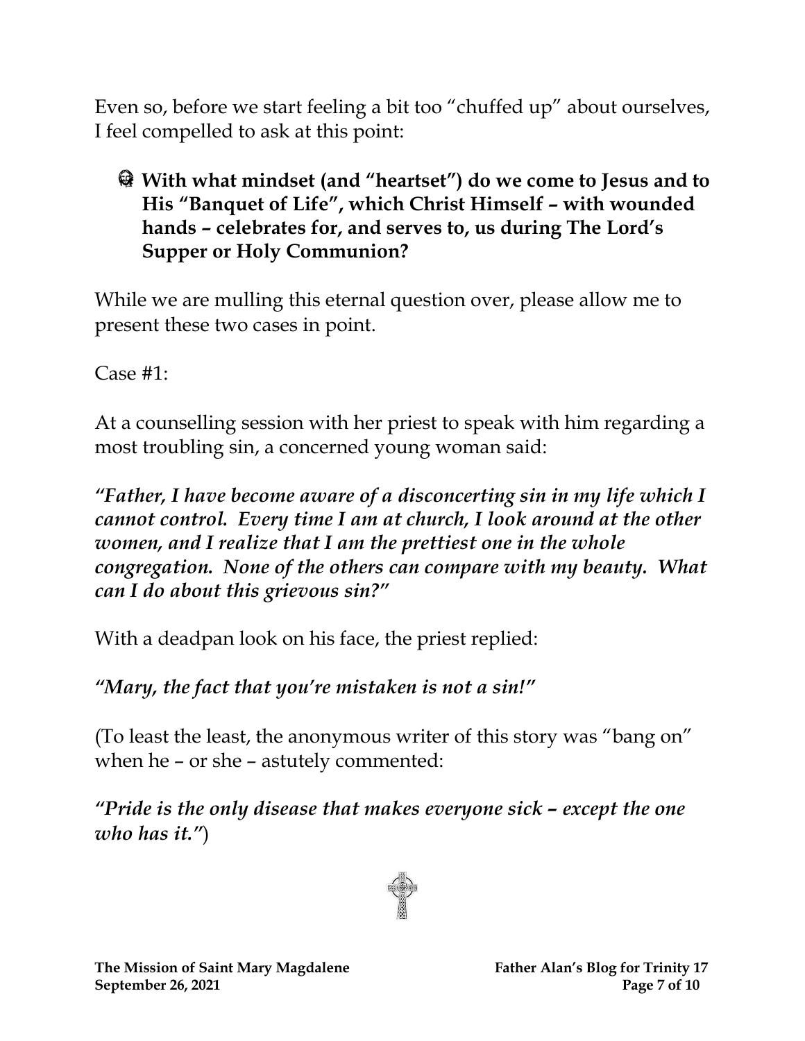Even so, before we start feeling a bit too "chuffed up" about ourselves, I feel compelled to ask at this point:

- **With what mindset (and "heartset") do we come to Jesus and to His "Banquet of Life", which Christ Himself – with wounded hands – celebrates for, and serves to, us during The Lord's Supper or Holy Communion?**

While we are mulling this eternal question over, please allow me to present these two cases in point.

Case #1:

At a counselling session with her priest to speak with him regarding a most troubling sin, a concerned young woman said:

***"Father, I have become aware of a disconcerting sin in my life which I cannot control. Every time I am at church, I look around at the other women, and I realize that I am the prettiest one in the whole congregation. None of the others can compare with my beauty. What can I do about this grievous sin?"***

With a deadpan look on his face, the priest replied:

***"Mary, the fact that you're mistaken is not a sin!"***

(To least the least, the anonymous writer of this story was "bang on" when he – or she – astutely commented:

***"Pride is the only disease that makes everyone sick – except the one who has it."***)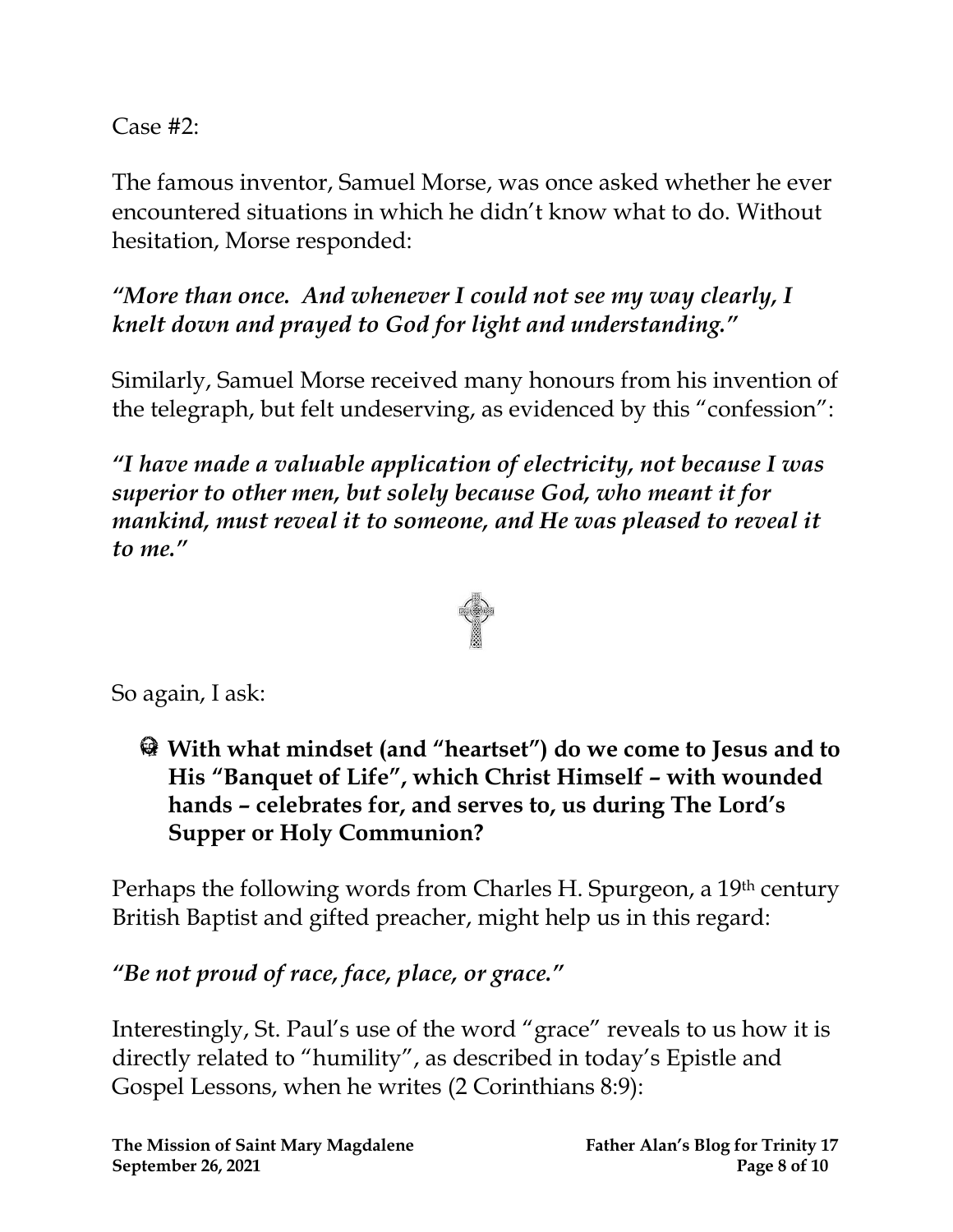Case #2:

The famous inventor, Samuel Morse, was once asked whether he ever encountered situations in which he didn't know what to do. Without hesitation, Morse responded:

***"More than once. And whenever I could not see my way clearly, I knelt down and prayed to God for light and understanding."***

Similarly, Samuel Morse received many honours from his invention of the telegraph, but felt undeserving, as evidenced by this "confession":

***"I have made a valuable application of electricity, not because I was superior to other men, but solely because God, who meant it for mankind, must reveal it to someone, and He was pleased to reveal it to me."***

So again, I ask:

- **With what mindset (and "heartset") do we come to Jesus and to His "Banquet of Life", which Christ Himself – with wounded hands – celebrates for, and serves to, us during The Lord's Supper or Holy Communion?**

Perhaps the following words from Charles H. Spurgeon, a 19th century British Baptist and gifted preacher, might help us in this regard:

***"Be not proud of race, face, place, or grace."***

Interestingly, St. Paul's use of the word "grace" reveals to us how it is directly related to "humility", as described in today's Epistle and Gospel Lessons, when he writes (2 Corinthians 8:9):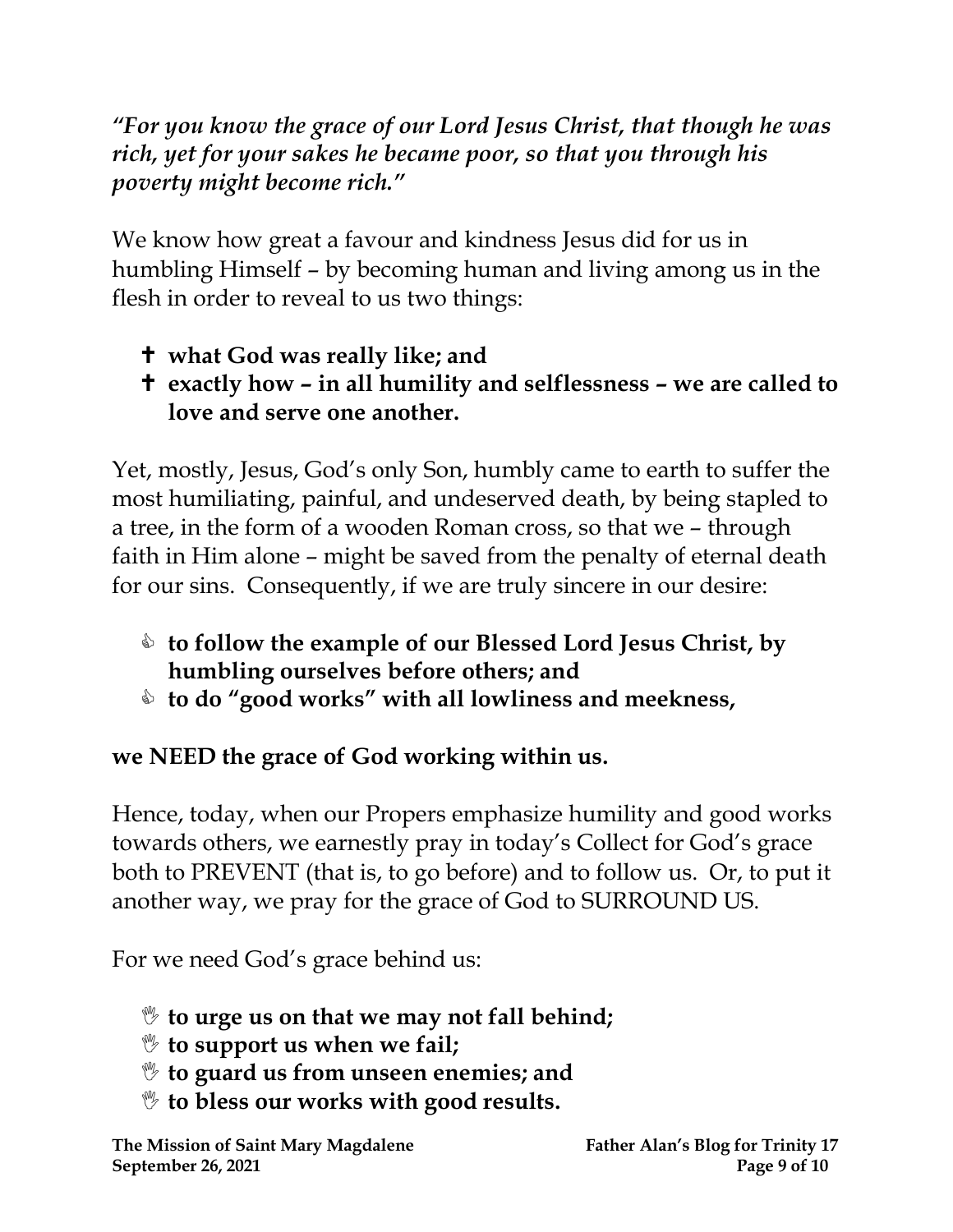*"For you know the grace of our Lord Jesus Christ, that though he was rich, yet for your sakes he became poor, so that you through his poverty might become rich."*

We know how great a favour and kindness Jesus did for us in humbling Himself – by becoming human and living among us in the flesh in order to reveal to us two things:

- ✝ **what God was really like; and**
- ✝ **exactly how – in all humility and selflessness – we are called to love and serve one another.**

Yet, mostly, Jesus, God's only Son, humbly came to earth to suffer the most humiliating, painful, and undeserved death, by being stapled to a tree, in the form of a wooden Roman cross, so that we – through faith in Him alone – might be saved from the penalty of eternal death for our sins. Consequently, if we are truly sincere in our desire:

- ✍ **to follow the example of our Blessed Lord Jesus Christ, by humbling ourselves before others; and**
- ✍ **to do "good works" with all lowliness and meekness,**

**we NEED the grace of God working within us.**

Hence, today, when our Propers emphasize humility and good works towards others, we earnestly pray in today's Collect for God's grace both to PREVENT (that is, to go before) and to follow us. Or, to put it another way, we pray for the grace of God to SURROUND US.

For we need God's grace behind us:

- ☝ **to urge us on that we may not fall behind;**
- ☝ **to support us when we fail;**
- ☝ **to guard us from unseen enemies; and**
- ☝ **to bless our works with good results.**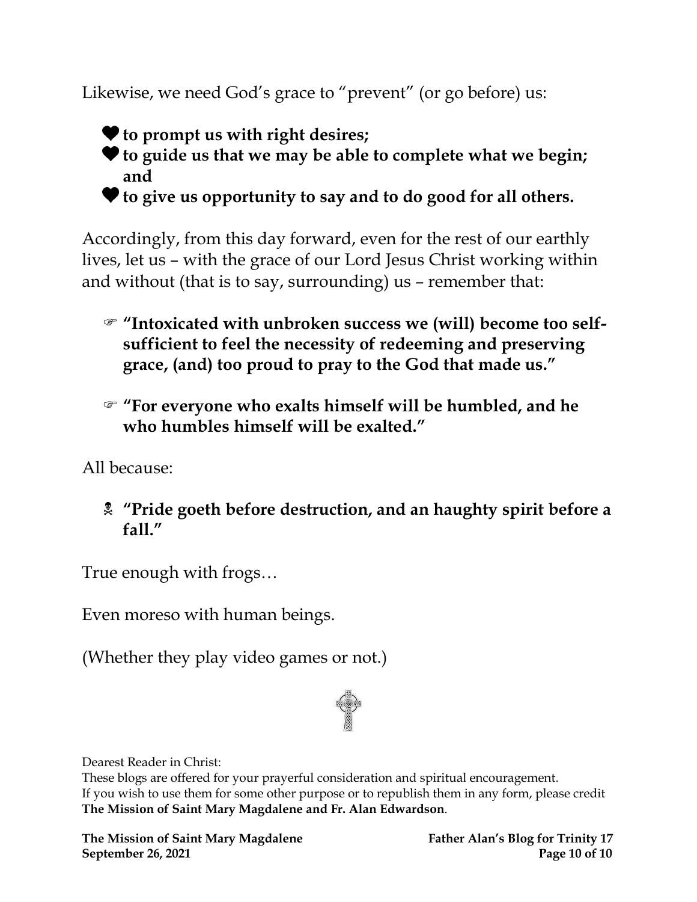Likewise, we need God's grace to "prevent" (or go before) us:

- ♥ **to prompt us with right desires;**
- ♥ **to guide us that we may be able to complete what we begin; and**
- ♥ **to give us opportunity to say and to do good for all others.**

Accordingly, from this day forward, even for the rest of our earthly lives, let us – with the grace of our Lord Jesus Christ working within and without (that is to say, surrounding) us – remember that:

- ☞ **"Intoxicated with unbroken success we (will) become too self-sufficient to feel the necessity of redeeming and preserving grace, (and) too proud to pray to the God that made us."**

- ☞ **"For everyone who exalts himself will be humbled, and he who humbles himself will be exalted."**

All because:

- ☠ **"Pride goeth before destruction, and an haughty spirit before a fall."**

True enough with frogs…

Even moreso with human beings.

(Whether they play video games or not.)

Dearest Reader in Christ:
These blogs are offered for your prayerful consideration and spiritual encouragement.
If you wish to use them for some other purpose or to republish them in any form, please credit **The Mission of Saint Mary Magdalene and Fr. Alan Edwardson**.